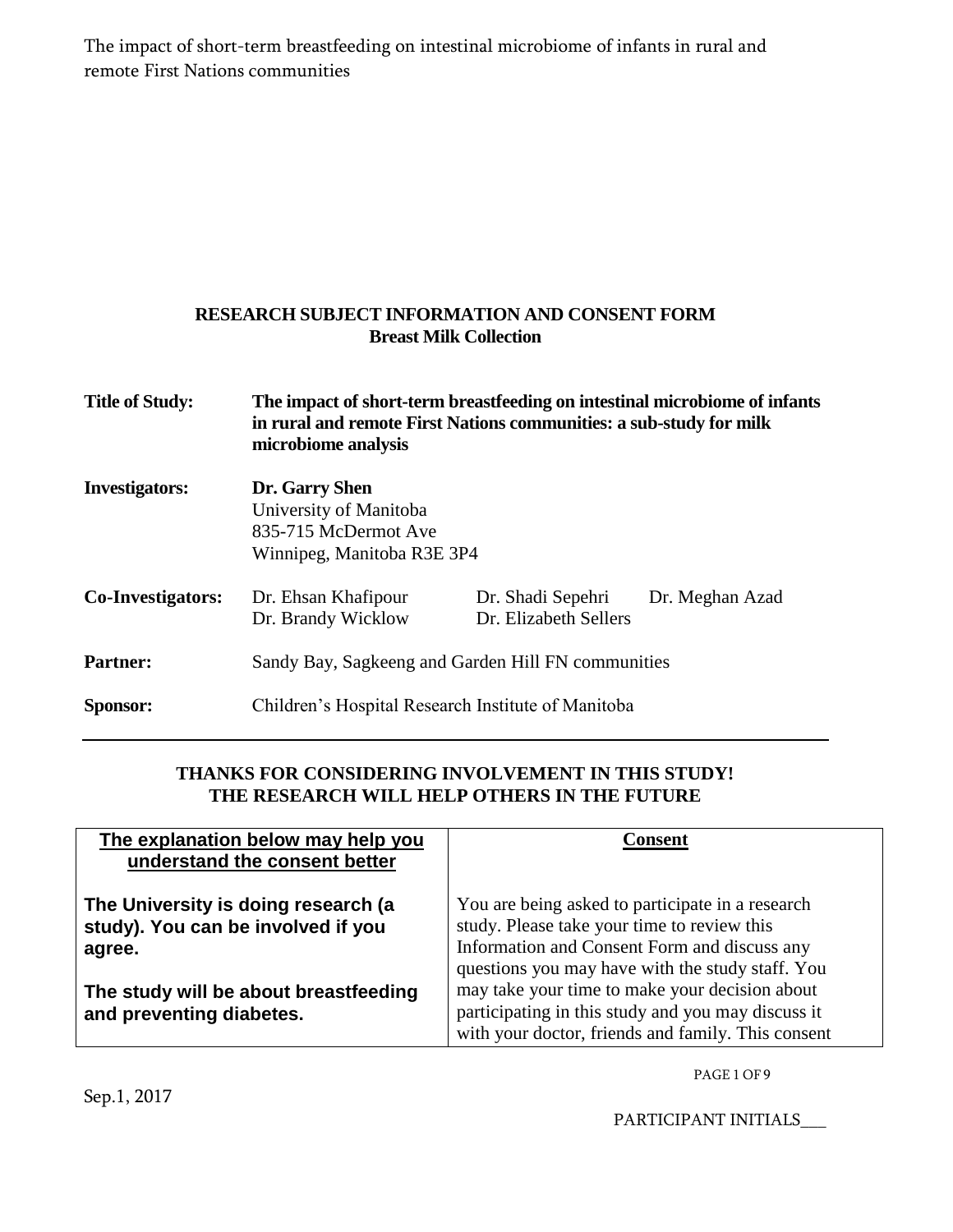**RESEARCH SUBJECT INFORMATION AND CONSENT FORM**
**Breast Milk Collection**

| | | | |
|---|---|---|---|
| **Title of Study:** | **The impact of short-term breastfeeding on intestinal microbiome of infants in rural and remote First Nations communities: a sub-study for milk microbiome analysis** | | |
| **Investigators:** | **Dr. Garry Shen**<br>University of Manitoba<br>835-715 McDermot Ave<br>Winnipeg, Manitoba R3E 3P4 | | |
| **Co-Investigators:** | Dr. Ehsan Khafipour<br>Dr. Brandy Wicklow | Dr. Shadi Sepehri<br>Dr. Elizabeth Sellers | Dr. Meghan Azad |
| **Partner:** | Sandy Bay, Sagkeeng and Garden Hill FN communities | | |
| **Sponsor:** | Children's Hospital Research Institute of Manitoba | | |

---

**THANKS FOR CONSIDERING INVOLVEMENT IN THIS STUDY!**
**THE RESEARCH WILL HELP OTHERS IN THE FUTURE**

| **The explanation below may help you understand the consent better** | **Consent** |
|---|---|
| **The University is doing research (a study). You can be involved if you agree.**<br><br>**The study will be about breastfeeding and preventing diabetes.** | You are being asked to participate in a research study. Please take your time to review this Information and Consent Form and discuss any questions you may have with the study staff. You may take your time to make your decision about participating in this study and you may discuss it with your doctor, friends and family. This consent |

Sep.1, 2017

PARTICIPANT INITIALS___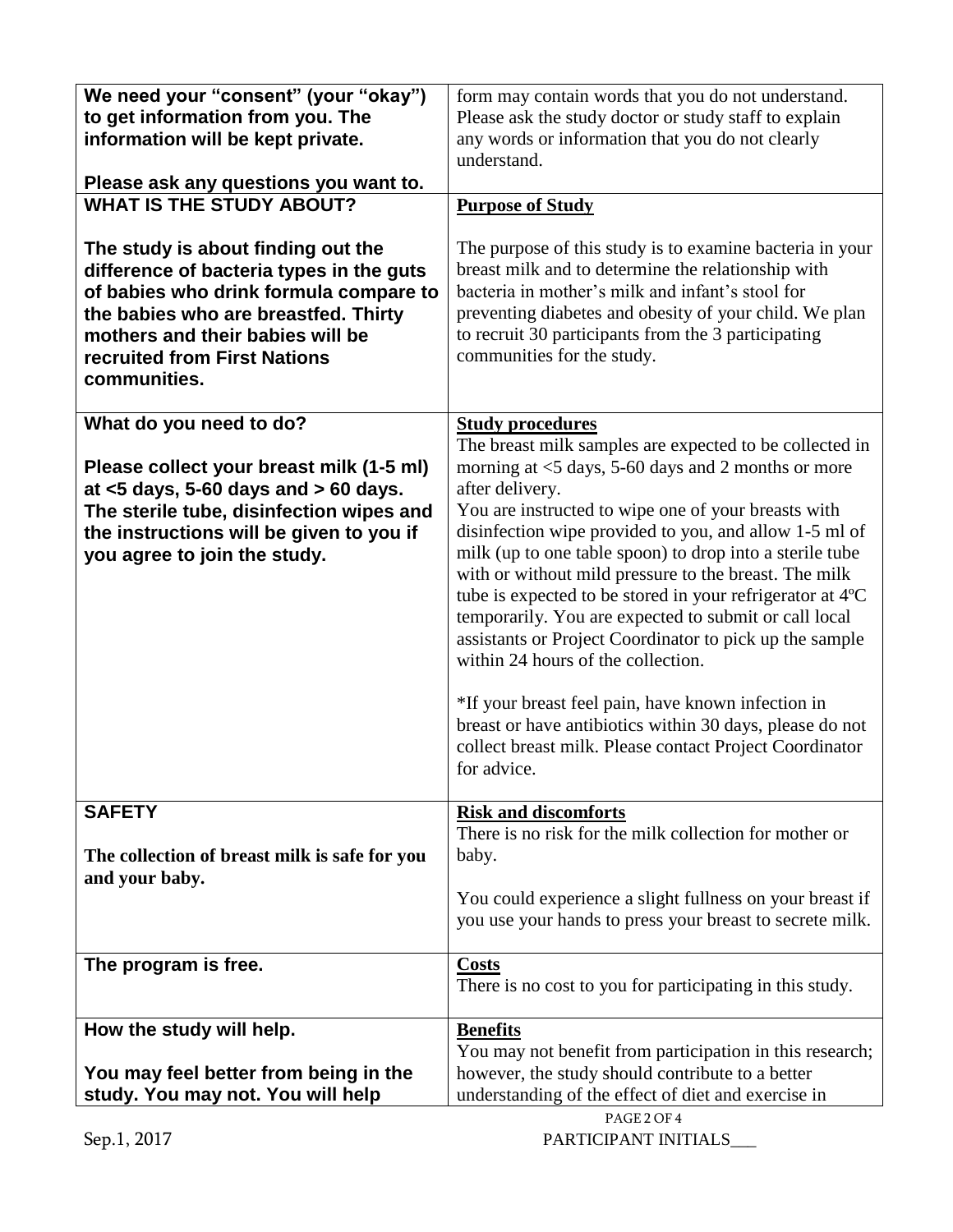| We need your "consent" (your "okay") to get information from you. The information will be kept private.<br><br>Please ask any questions you want to. | form may contain words that you do not understand. Please ask the study doctor or study staff to explain any words or information that you do not clearly understand. |
|---|---|
| **WHAT IS THE STUDY ABOUT?**<br><br>**The study is about finding out the difference of bacteria types in the guts of babies who drink formula compare to the babies who are breastfed. Thirty mothers and their babies will be recruited from First Nations communities.** | **<u>Purpose of Study</u>**<br><br>The purpose of this study is to examine bacteria in your breast milk and to determine the relationship with bacteria in mother's milk and infant's stool for preventing diabetes and obesity of your child. We plan to recruit 30 participants from the 3 participating communities for the study. |
| **What do you need to do?**<br><br>**Please collect your breast milk (1-5 ml) at <5 days, 5-60 days and > 60 days. The sterile tube, disinfection wipes and the instructions will be given to you if you agree to join the study.** | **<u>Study procedures</u>**<br>The breast milk samples are expected to be collected in morning at <5 days, 5-60 days and 2 months or more after delivery.<br>You are instructed to wipe one of your breasts with disinfection wipe provided to you, and allow 1-5 ml of milk (up to one table spoon) to drop into a sterile tube with or without mild pressure to the breast. The milk tube is expected to be stored in your refrigerator at 4ºC temporarily. You are expected to submit or call local assistants or Project Coordinator to pick up the sample within 24 hours of the collection.<br><br>*If your breast feel pain, have known infection in breast or have antibiotics within 30 days, please do not collect breast milk. Please contact Project Coordinator for advice. |
| **SAFETY**<br><br>**The collection of breast milk is safe for you and your baby.** | **<u>Risk and discomforts</u>**<br>There is no risk for the milk collection for mother or baby.<br><br>You could experience a slight fullness on your breast if you use your hands to press your breast to secrete milk. |
| **The program is free.** | **<u>Costs</u>**<br>There is no cost to you for participating in this study. |
| **How the study will help.**<br><br>**You may feel better from being in the study. You may not. You will help** | **<u>Benefits</u>**<br>You may not benefit from participation in this research; however, the study should contribute to a better understanding of the effect of diet and exercise in |

Sep.1, 2017

PARTICIPANT INITIALS___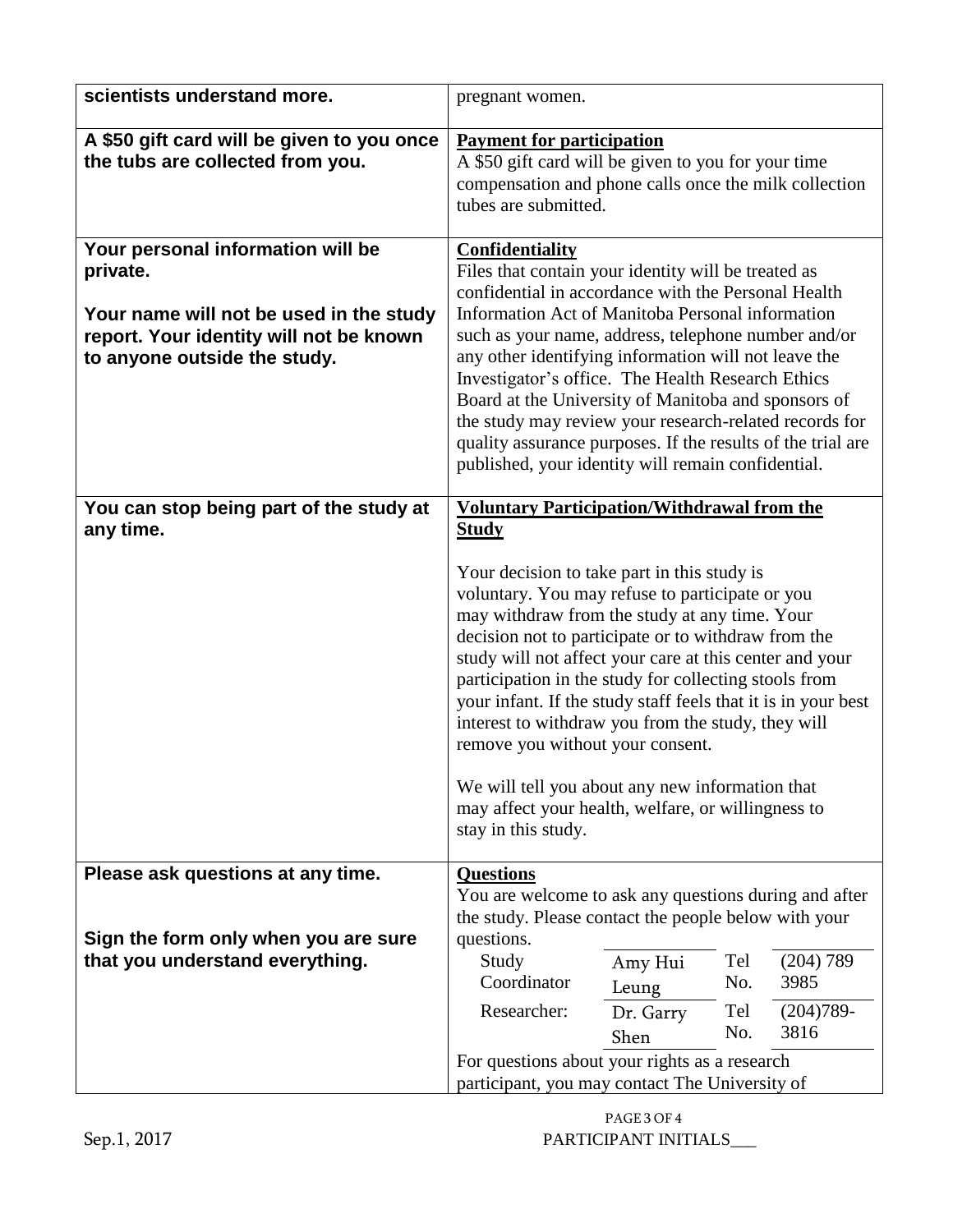| **scientists understand more.** | pregnant women. |
| --- | --- |
| **A $50 gift card will be given to you once the tubs are collected from you.** | **<u>Payment for participation</u>**<br>A $50 gift card will be given to you for your time compensation and phone calls once the milk collection tubes are submitted. |
| **Your personal information will be private.**<br><br>**Your name will not be used in the study report. Your identity will not be known to anyone outside the study.** | **<u>Confidentiality</u>**<br>Files that contain your identity will be treated as confidential in accordance with the Personal Health Information Act of Manitoba Personal information such as your name, address, telephone number and/or any other identifying information will not leave the Investigator's office. The Health Research Ethics Board at the University of Manitoba and sponsors of the study may review your research-related records for quality assurance purposes. If the results of the trial are published, your identity will remain confidential. |
| **You can stop being part of the study at any time.** | **<u>Voluntary Participation/Withdrawal from the Study</u>**<br><br>Your decision to take part in this study is voluntary. You may refuse to participate or you may withdraw from the study at any time. Your decision not to participate or to withdraw from the study will not affect your care at this center and your participation in the study for collecting stools from your infant. If the study staff feels that it is in your best interest to withdraw you from the study, they will remove you without your consent.<br><br>We will tell you about any new information that may affect your health, welfare, or willingness to stay in this study. |
| **Please ask questions at any time.**<br><br>**Sign the form only when you are sure that you understand everything.** | **<u>Questions</u>**<br>You are welcome to ask any questions during and after the study. Please contact the people below with your questions.<br>Study Coordinator: Amy Hui Leung, Tel No. (204) 789 3985<br>Researcher: Dr. Garry Shen, Tel No. (204)789-3816<br>For questions about your rights as a research participant, you may contact The University of |

Sep.1, 2017

PARTICIPANT INITIALS___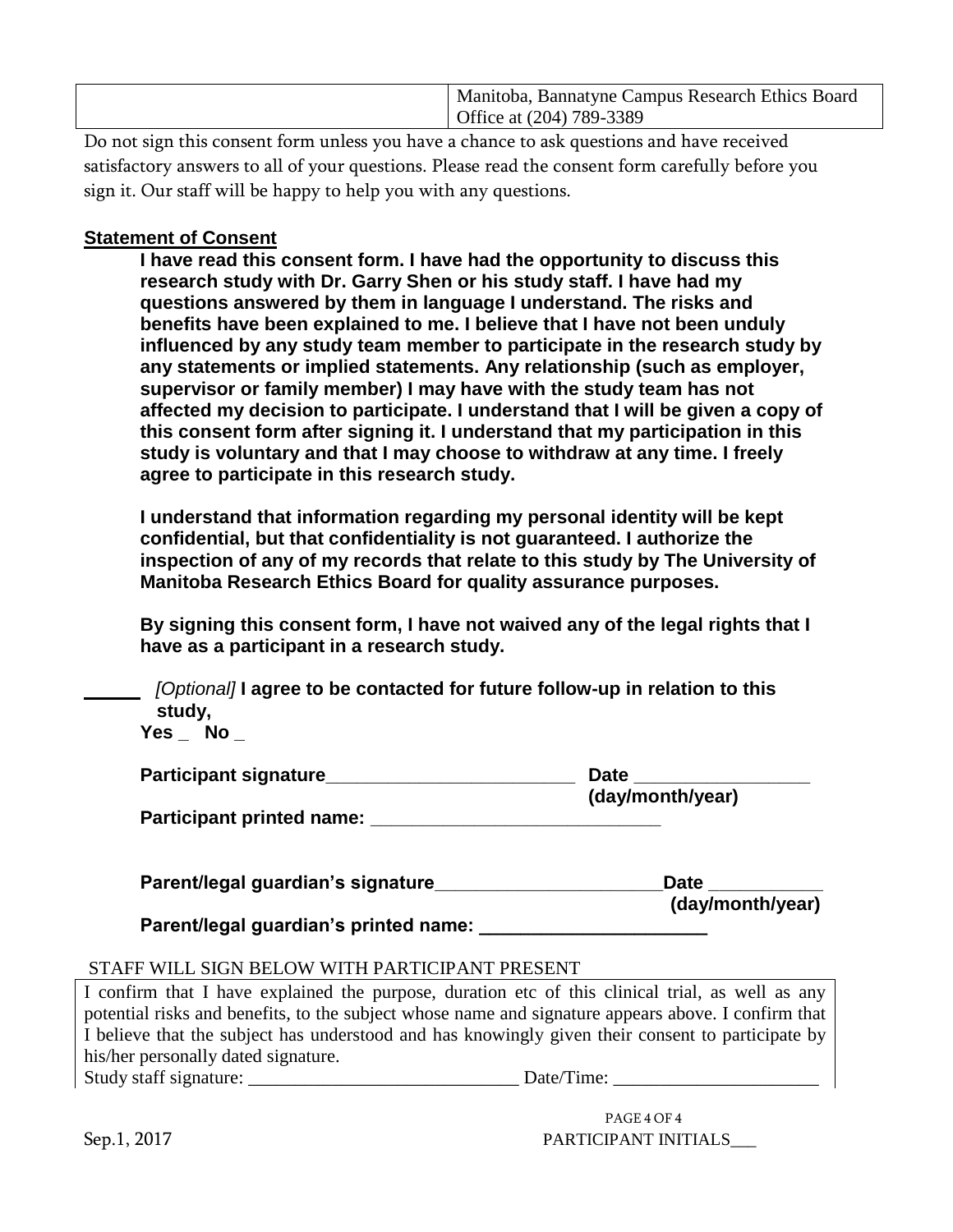| | Manitoba, Bannatyne Campus Research Ethics Board Office at (204) 789-3389 |
|---|---|

Do not sign this consent form unless you have a chance to ask questions and have received satisfactory answers to all of your questions. Please read the consent form carefully before you sign it. Our staff will be happy to help you with any questions.

**Statement of Consent**

**I have read this consent form. I have had the opportunity to discuss this research study with Dr. Garry Shen or his study staff. I have had my questions answered by them in language I understand. The risks and benefits have been explained to me. I believe that I have not been unduly influenced by any study team member to participate in the research study by any statements or implied statements. Any relationship (such as employer, supervisor or family member) I may have with the study team has not affected my decision to participate. I understand that I will be given a copy of this consent form after signing it. I understand that my participation in this study is voluntary and that I may choose to withdraw at any time. I freely agree to participate in this research study.**

**I understand that information regarding my personal identity will be kept confidential, but that confidentiality is not guaranteed. I authorize the inspection of any of my records that relate to this study by The University of Manitoba Research Ethics Board for quality assurance purposes.**

**By signing this consent form, I have not waived any of the legal rights that I have as a participant in a research study.**

______ *[Optional]* **I agree to be contacted for future follow-up in relation to this study,**

**Yes _ No _**

**Participant signature**_________________________ **Date** _________________ **(day/month/year)**

**Participant printed name:** ____________________________

**Parent/legal guardian's signature**_______________________**Date** ___________ **(day/month/year)**

**Parent/legal guardian's printed name:** ______________________

STAFF WILL SIGN BELOW WITH PARTICIPANT PRESENT

I confirm that I have explained the purpose, duration etc of this clinical trial, as well as any potential risks and benefits, to the subject whose name and signature appears above. I confirm that I believe that the subject has understood and has knowingly given their consent to participate by his/her personally dated signature.

Study staff signature: ____________________________ Date/Time: _____________________

Sep.1, 2017

PARTICIPANT INITIALS___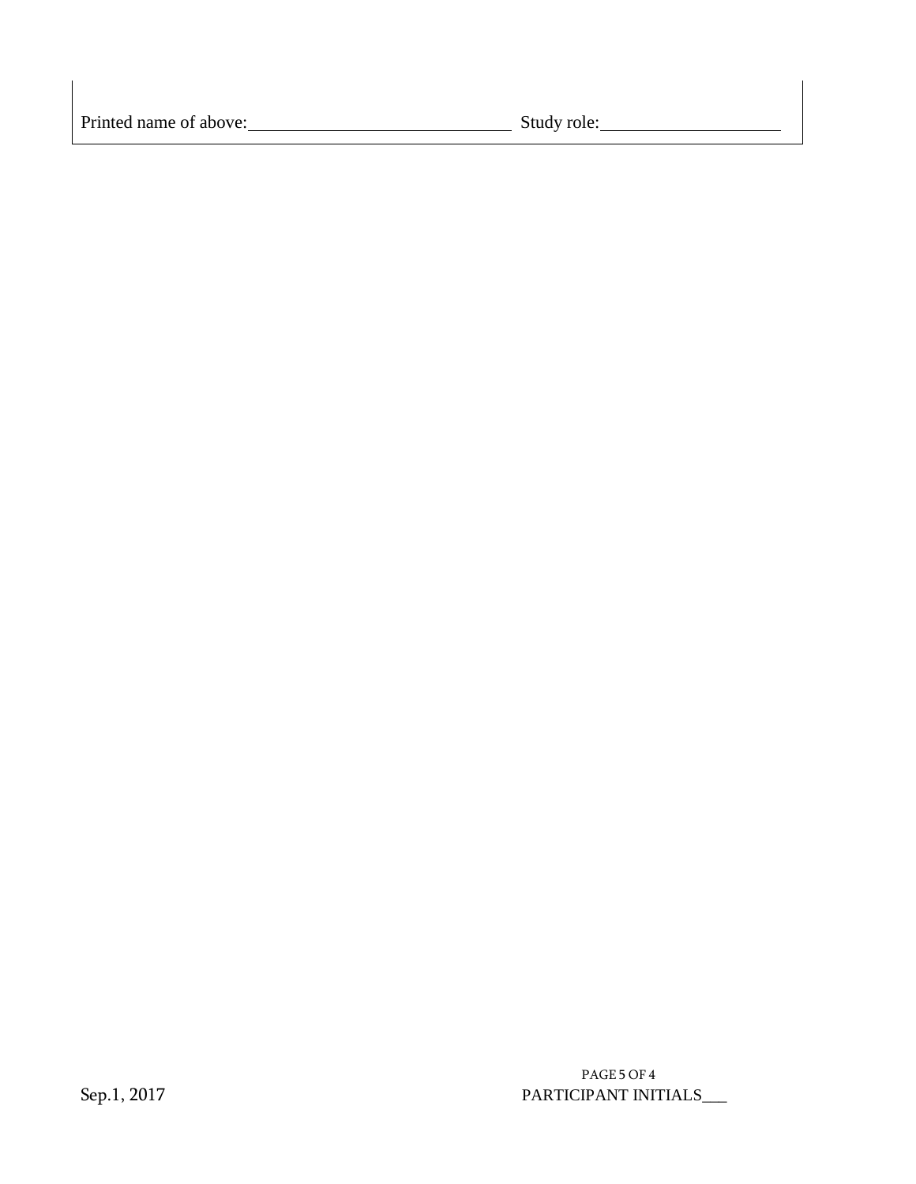Printed name of above:______________________________ Study role:____________________